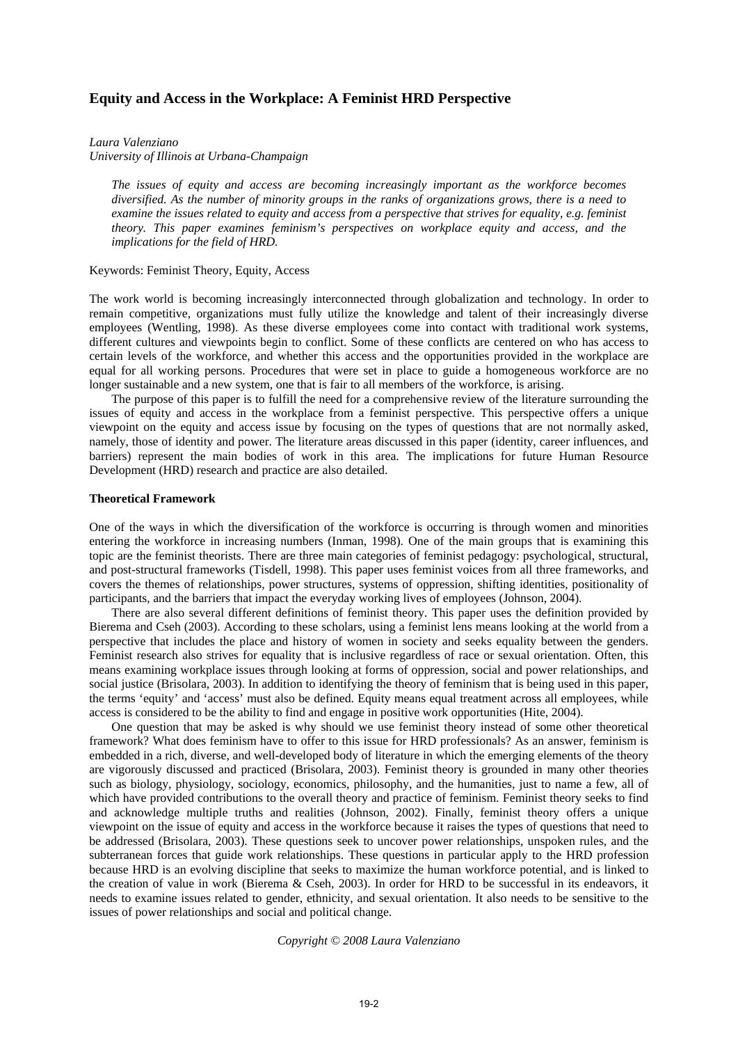# Equity and Access in the Workplace: A Feminist HRD Perspective

*Laura Valenziano*
*University of Illinois at Urbana-Champaign*

*The issues of equity and access are becoming increasingly important as the workforce becomes diversified. As the number of minority groups in the ranks of organizations grows, there is a need to examine the issues related to equity and access from a perspective that strives for equality, e.g. feminist theory. This paper examines feminism's perspectives on workplace equity and access, and the implications for the field of HRD.*

Keywords: Feminist Theory, Equity, Access

The work world is becoming increasingly interconnected through globalization and technology. In order to remain competitive, organizations must fully utilize the knowledge and talent of their increasingly diverse employees (Wentling, 1998). As these diverse employees come into contact with traditional work systems, different cultures and viewpoints begin to conflict. Some of these conflicts are centered on who has access to certain levels of the workforce, and whether this access and the opportunities provided in the workplace are equal for all working persons. Procedures that were set in place to guide a homogeneous workforce are no longer sustainable and a new system, one that is fair to all members of the workforce, is arising.

The purpose of this paper is to fulfill the need for a comprehensive review of the literature surrounding the issues of equity and access in the workplace from a feminist perspective. This perspective offers a unique viewpoint on the equity and access issue by focusing on the types of questions that are not normally asked, namely, those of identity and power. The literature areas discussed in this paper (identity, career influences, and barriers) represent the main bodies of work in this area. The implications for future Human Resource Development (HRD) research and practice are also detailed.

## Theoretical Framework

One of the ways in which the diversification of the workforce is occurring is through women and minorities entering the workforce in increasing numbers (Inman, 1998). One of the main groups that is examining this topic are the feminist theorists. There are three main categories of feminist pedagogy: psychological, structural, and post-structural frameworks (Tisdell, 1998). This paper uses feminist voices from all three frameworks, and covers the themes of relationships, power structures, systems of oppression, shifting identities, positionality of participants, and the barriers that impact the everyday working lives of employees (Johnson, 2004).

There are also several different definitions of feminist theory. This paper uses the definition provided by Bierema and Cseh (2003). According to these scholars, using a feminist lens means looking at the world from a perspective that includes the place and history of women in society and seeks equality between the genders. Feminist research also strives for equality that is inclusive regardless of race or sexual orientation. Often, this means examining workplace issues through looking at forms of oppression, social and power relationships, and social justice (Brisolara, 2003). In addition to identifying the theory of feminism that is being used in this paper, the terms 'equity' and 'access' must also be defined. Equity means equal treatment across all employees, while access is considered to be the ability to find and engage in positive work opportunities (Hite, 2004).

One question that may be asked is why should we use feminist theory instead of some other theoretical framework? What does feminism have to offer to this issue for HRD professionals? As an answer, feminism is embedded in a rich, diverse, and well-developed body of literature in which the emerging elements of the theory are vigorously discussed and practiced (Brisolara, 2003). Feminist theory is grounded in many other theories such as biology, physiology, sociology, economics, philosophy, and the humanities, just to name a few, all of which have provided contributions to the overall theory and practice of feminism. Feminist theory seeks to find and acknowledge multiple truths and realities (Johnson, 2002). Finally, feminist theory offers a unique viewpoint on the issue of equity and access in the workforce because it raises the types of questions that need to be addressed (Brisolara, 2003). These questions seek to uncover power relationships, unspoken rules, and the subterranean forces that guide work relationships. These questions in particular apply to the HRD profession because HRD is an evolving discipline that seeks to maximize the human workforce potential, and is linked to the creation of value in work (Bierema & Cseh, 2003). In order for HRD to be successful in its endeavors, it needs to examine issues related to gender, ethnicity, and sexual orientation. It also needs to be sensitive to the issues of power relationships and social and political change.

*Copyright © 2008 Laura Valenziano*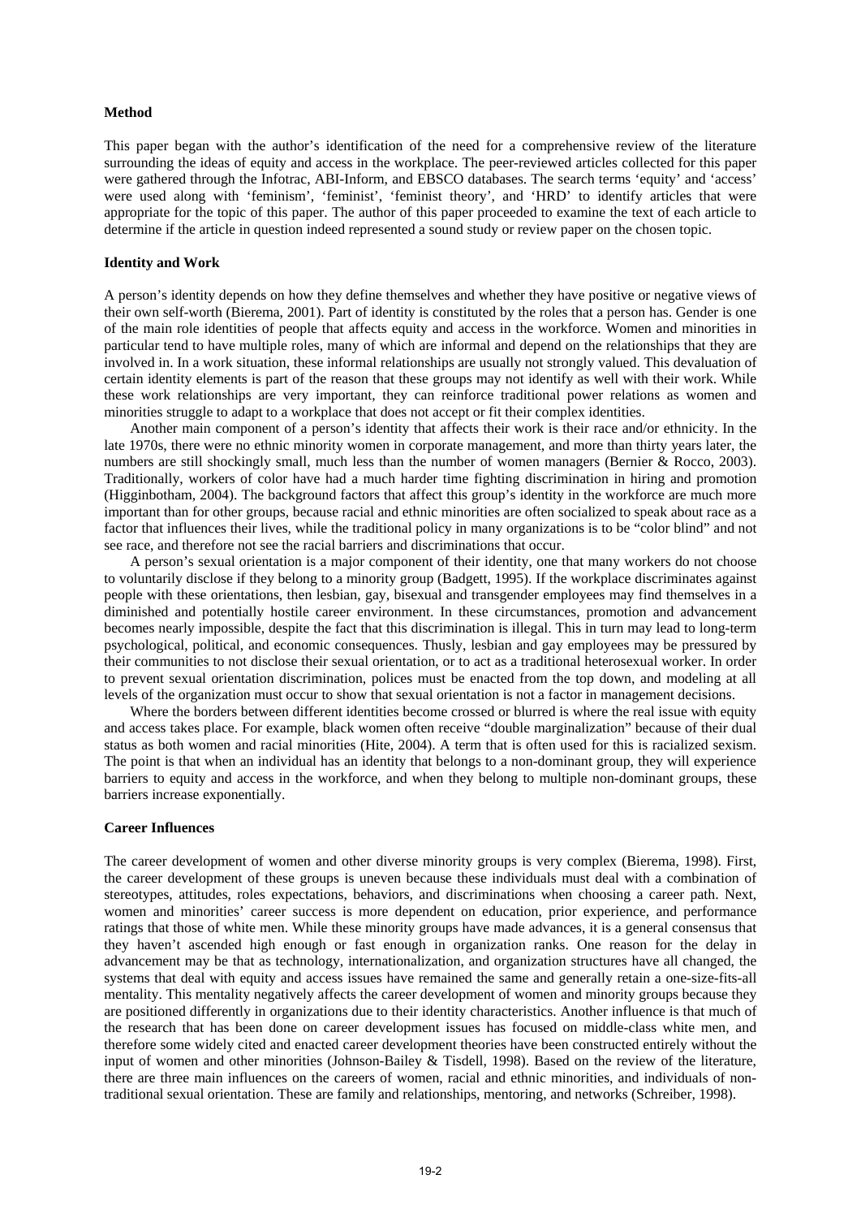**Method**

This paper began with the author's identification of the need for a comprehensive review of the literature surrounding the ideas of equity and access in the workplace. The peer-reviewed articles collected for this paper were gathered through the Infotrac, ABI-Inform, and EBSCO databases. The search terms 'equity' and 'access' were used along with 'feminism', 'feminist', 'feminist theory', and 'HRD' to identify articles that were appropriate for the topic of this paper. The author of this paper proceeded to examine the text of each article to determine if the article in question indeed represented a sound study or review paper on the chosen topic.

**Identity and Work**

A person's identity depends on how they define themselves and whether they have positive or negative views of their own self-worth (Bierema, 2001). Part of identity is constituted by the roles that a person has. Gender is one of the main role identities of people that affects equity and access in the workforce. Women and minorities in particular tend to have multiple roles, many of which are informal and depend on the relationships that they are involved in. In a work situation, these informal relationships are usually not strongly valued. This devaluation of certain identity elements is part of the reason that these groups may not identify as well with their work. While these work relationships are very important, they can reinforce traditional power relations as women and minorities struggle to adapt to a workplace that does not accept or fit their complex identities.

Another main component of a person's identity that affects their work is their race and/or ethnicity. In the late 1970s, there were no ethnic minority women in corporate management, and more than thirty years later, the numbers are still shockingly small, much less than the number of women managers (Bernier & Rocco, 2003). Traditionally, workers of color have had a much harder time fighting discrimination in hiring and promotion (Higginbotham, 2004). The background factors that affect this group's identity in the workforce are much more important than for other groups, because racial and ethnic minorities are often socialized to speak about race as a factor that influences their lives, while the traditional policy in many organizations is to be "color blind" and not see race, and therefore not see the racial barriers and discriminations that occur.

A person's sexual orientation is a major component of their identity, one that many workers do not choose to voluntarily disclose if they belong to a minority group (Badgett, 1995). If the workplace discriminates against people with these orientations, then lesbian, gay, bisexual and transgender employees may find themselves in a diminished and potentially hostile career environment. In these circumstances, promotion and advancement becomes nearly impossible, despite the fact that this discrimination is illegal. This in turn may lead to long-term psychological, political, and economic consequences. Thusly, lesbian and gay employees may be pressured by their communities to not disclose their sexual orientation, or to act as a traditional heterosexual worker. In order to prevent sexual orientation discrimination, polices must be enacted from the top down, and modeling at all levels of the organization must occur to show that sexual orientation is not a factor in management decisions.

Where the borders between different identities become crossed or blurred is where the real issue with equity and access takes place. For example, black women often receive "double marginalization" because of their dual status as both women and racial minorities (Hite, 2004). A term that is often used for this is racialized sexism. The point is that when an individual has an identity that belongs to a non-dominant group, they will experience barriers to equity and access in the workforce, and when they belong to multiple non-dominant groups, these barriers increase exponentially.

**Career Influences**

The career development of women and other diverse minority groups is very complex (Bierema, 1998). First, the career development of these groups is uneven because these individuals must deal with a combination of stereotypes, attitudes, roles expectations, behaviors, and discriminations when choosing a career path. Next, women and minorities' career success is more dependent on education, prior experience, and performance ratings that those of white men. While these minority groups have made advances, it is a general consensus that they haven't ascended high enough or fast enough in organization ranks. One reason for the delay in advancement may be that as technology, internationalization, and organization structures have all changed, the systems that deal with equity and access issues have remained the same and generally retain a one-size-fits-all mentality. This mentality negatively affects the career development of women and minority groups because they are positioned differently in organizations due to their identity characteristics. Another influence is that much of the research that has been done on career development issues has focused on middle-class white men, and therefore some widely cited and enacted career development theories have been constructed entirely without the input of women and other minorities (Johnson-Bailey & Tisdell, 1998). Based on the review of the literature, there are three main influences on the careers of women, racial and ethnic minorities, and individuals of non-traditional sexual orientation. These are family and relationships, mentoring, and networks (Schreiber, 1998).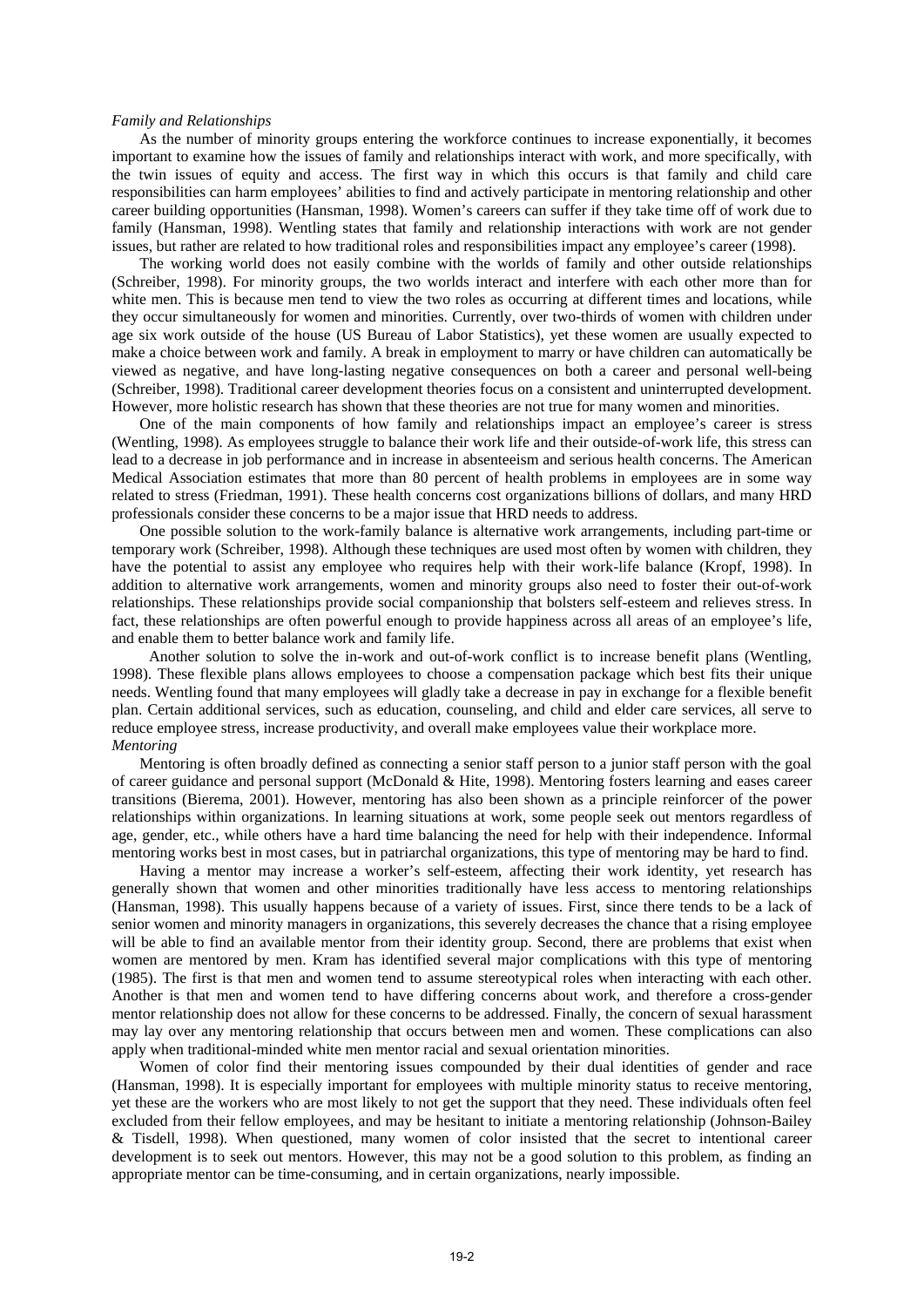*Family and Relationships*

As the number of minority groups entering the workforce continues to increase exponentially, it becomes important to examine how the issues of family and relationships interact with work, and more specifically, with the twin issues of equity and access. The first way in which this occurs is that family and child care responsibilities can harm employees' abilities to find and actively participate in mentoring relationship and other career building opportunities (Hansman, 1998). Women's careers can suffer if they take time off of work due to family (Hansman, 1998). Wentling states that family and relationship interactions with work are not gender issues, but rather are related to how traditional roles and responsibilities impact any employee's career (1998).

The working world does not easily combine with the worlds of family and other outside relationships (Schreiber, 1998). For minority groups, the two worlds interact and interfere with each other more than for white men. This is because men tend to view the two roles as occurring at different times and locations, while they occur simultaneously for women and minorities. Currently, over two-thirds of women with children under age six work outside of the house (US Bureau of Labor Statistics), yet these women are usually expected to make a choice between work and family. A break in employment to marry or have children can automatically be viewed as negative, and have long-lasting negative consequences on both a career and personal well-being (Schreiber, 1998). Traditional career development theories focus on a consistent and uninterrupted development. However, more holistic research has shown that these theories are not true for many women and minorities.

One of the main components of how family and relationships impact an employee's career is stress (Wentling, 1998). As employees struggle to balance their work life and their outside-of-work life, this stress can lead to a decrease in job performance and in increase in absenteeism and serious health concerns. The American Medical Association estimates that more than 80 percent of health problems in employees are in some way related to stress (Friedman, 1991). These health concerns cost organizations billions of dollars, and many HRD professionals consider these concerns to be a major issue that HRD needs to address.

One possible solution to the work-family balance is alternative work arrangements, including part-time or temporary work (Schreiber, 1998). Although these techniques are used most often by women with children, they have the potential to assist any employee who requires help with their work-life balance (Kropf, 1998). In addition to alternative work arrangements, women and minority groups also need to foster their out-of-work relationships. These relationships provide social companionship that bolsters self-esteem and relieves stress. In fact, these relationships are often powerful enough to provide happiness across all areas of an employee's life, and enable them to better balance work and family life.

Another solution to solve the in-work and out-of-work conflict is to increase benefit plans (Wentling, 1998). These flexible plans allows employees to choose a compensation package which best fits their unique needs. Wentling found that many employees will gladly take a decrease in pay in exchange for a flexible benefit plan. Certain additional services, such as education, counseling, and child and elder care services, all serve to reduce employee stress, increase productivity, and overall make employees value their workplace more.

*Mentoring*

Mentoring is often broadly defined as connecting a senior staff person to a junior staff person with the goal of career guidance and personal support (McDonald & Hite, 1998). Mentoring fosters learning and eases career transitions (Bierema, 2001). However, mentoring has also been shown as a principle reinforcer of the power relationships within organizations. In learning situations at work, some people seek out mentors regardless of age, gender, etc., while others have a hard time balancing the need for help with their independence. Informal mentoring works best in most cases, but in patriarchal organizations, this type of mentoring may be hard to find.

Having a mentor may increase a worker's self-esteem, affecting their work identity, yet research has generally shown that women and other minorities traditionally have less access to mentoring relationships (Hansman, 1998). This usually happens because of a variety of issues. First, since there tends to be a lack of senior women and minority managers in organizations, this severely decreases the chance that a rising employee will be able to find an available mentor from their identity group. Second, there are problems that exist when women are mentored by men. Kram has identified several major complications with this type of mentoring (1985). The first is that men and women tend to assume stereotypical roles when interacting with each other. Another is that men and women tend to have differing concerns about work, and therefore a cross-gender mentor relationship does not allow for these concerns to be addressed. Finally, the concern of sexual harassment may lay over any mentoring relationship that occurs between men and women. These complications can also apply when traditional-minded white men mentor racial and sexual orientation minorities.

Women of color find their mentoring issues compounded by their dual identities of gender and race (Hansman, 1998). It is especially important for employees with multiple minority status to receive mentoring, yet these are the workers who are most likely to not get the support that they need. These individuals often feel excluded from their fellow employees, and may be hesitant to initiate a mentoring relationship (Johnson-Bailey & Tisdell, 1998). When questioned, many women of color insisted that the secret to intentional career development is to seek out mentors. However, this may not be a good solution to this problem, as finding an appropriate mentor can be time-consuming, and in certain organizations, nearly impossible.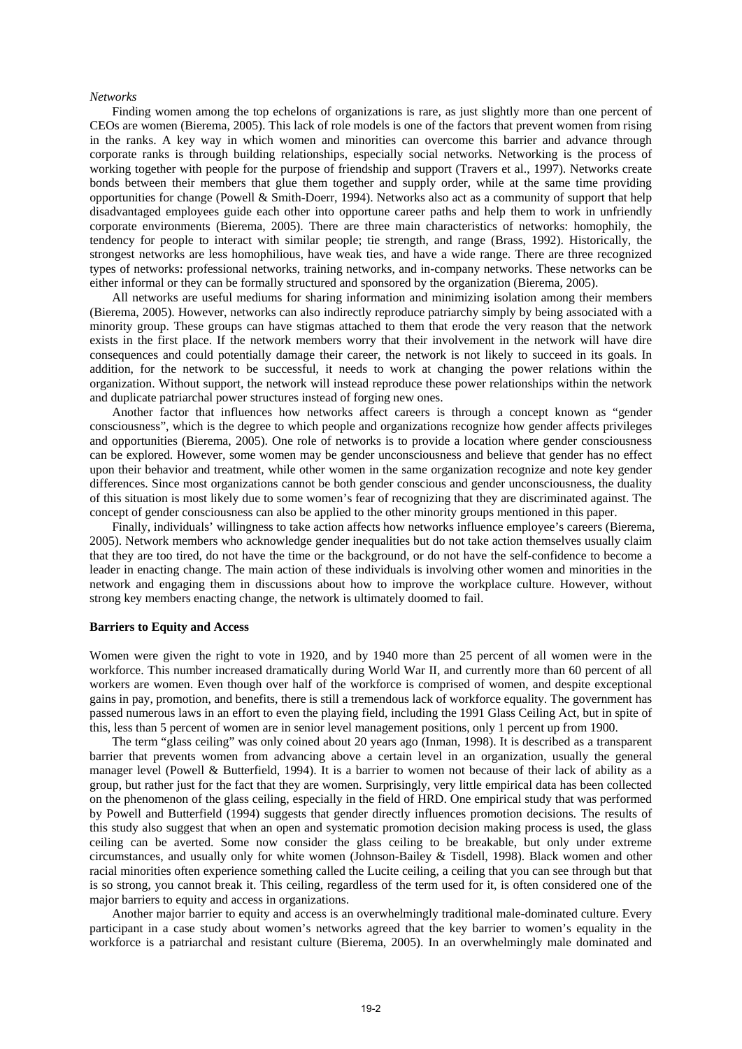*Networks*

Finding women among the top echelons of organizations is rare, as just slightly more than one percent of CEOs are women (Bierema, 2005). This lack of role models is one of the factors that prevent women from rising in the ranks. A key way in which women and minorities can overcome this barrier and advance through corporate ranks is through building relationships, especially social networks. Networking is the process of working together with people for the purpose of friendship and support (Travers et al., 1997). Networks create bonds between their members that glue them together and supply order, while at the same time providing opportunities for change (Powell & Smith-Doerr, 1994). Networks also act as a community of support that help disadvantaged employees guide each other into opportune career paths and help them to work in unfriendly corporate environments (Bierema, 2005). There are three main characteristics of networks: homophily, the tendency for people to interact with similar people; tie strength, and range (Brass, 1992). Historically, the strongest networks are less homophilious, have weak ties, and have a wide range. There are three recognized types of networks: professional networks, training networks, and in-company networks. These networks can be either informal or they can be formally structured and sponsored by the organization (Bierema, 2005).

All networks are useful mediums for sharing information and minimizing isolation among their members (Bierema, 2005). However, networks can also indirectly reproduce patriarchy simply by being associated with a minority group. These groups can have stigmas attached to them that erode the very reason that the network exists in the first place. If the network members worry that their involvement in the network will have dire consequences and could potentially damage their career, the network is not likely to succeed in its goals. In addition, for the network to be successful, it needs to work at changing the power relations within the organization. Without support, the network will instead reproduce these power relationships within the network and duplicate patriarchal power structures instead of forging new ones.

Another factor that influences how networks affect careers is through a concept known as "gender consciousness", which is the degree to which people and organizations recognize how gender affects privileges and opportunities (Bierema, 2005). One role of networks is to provide a location where gender consciousness can be explored. However, some women may be gender unconsciousness and believe that gender has no effect upon their behavior and treatment, while other women in the same organization recognize and note key gender differences. Since most organizations cannot be both gender conscious and gender unconsciousness, the duality of this situation is most likely due to some women's fear of recognizing that they are discriminated against. The concept of gender consciousness can also be applied to the other minority groups mentioned in this paper.

Finally, individuals' willingness to take action affects how networks influence employee's careers (Bierema, 2005). Network members who acknowledge gender inequalities but do not take action themselves usually claim that they are too tired, do not have the time or the background, or do not have the self-confidence to become a leader in enacting change. The main action of these individuals is involving other women and minorities in the network and engaging them in discussions about how to improve the workplace culture. However, without strong key members enacting change, the network is ultimately doomed to fail.

**Barriers to Equity and Access**

Women were given the right to vote in 1920, and by 1940 more than 25 percent of all women were in the workforce. This number increased dramatically during World War II, and currently more than 60 percent of all workers are women. Even though over half of the workforce is comprised of women, and despite exceptional gains in pay, promotion, and benefits, there is still a tremendous lack of workforce equality. The government has passed numerous laws in an effort to even the playing field, including the 1991 Glass Ceiling Act, but in spite of this, less than 5 percent of women are in senior level management positions, only 1 percent up from 1900.

The term "glass ceiling" was only coined about 20 years ago (Inman, 1998). It is described as a transparent barrier that prevents women from advancing above a certain level in an organization, usually the general manager level (Powell & Butterfield, 1994). It is a barrier to women not because of their lack of ability as a group, but rather just for the fact that they are women. Surprisingly, very little empirical data has been collected on the phenomenon of the glass ceiling, especially in the field of HRD. One empirical study that was performed by Powell and Butterfield (1994) suggests that gender directly influences promotion decisions. The results of this study also suggest that when an open and systematic promotion decision making process is used, the glass ceiling can be averted. Some now consider the glass ceiling to be breakable, but only under extreme circumstances, and usually only for white women (Johnson-Bailey & Tisdell, 1998). Black women and other racial minorities often experience something called the Lucite ceiling, a ceiling that you can see through but that is so strong, you cannot break it. This ceiling, regardless of the term used for it, is often considered one of the major barriers to equity and access in organizations.

Another major barrier to equity and access is an overwhelmingly traditional male-dominated culture. Every participant in a case study about women's networks agreed that the key barrier to women's equality in the workforce is a patriarchal and resistant culture (Bierema, 2005). In an overwhelmingly male dominated and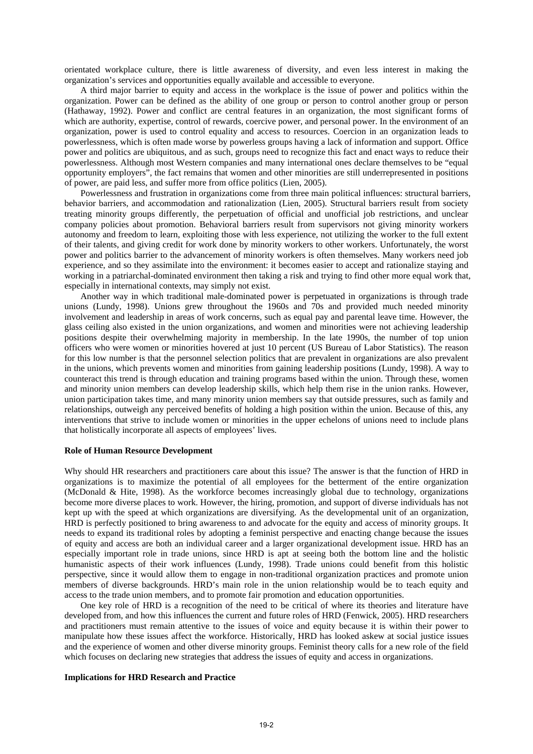orientated workplace culture, there is little awareness of diversity, and even less interest in making the organization's services and opportunities equally available and accessible to everyone.

A third major barrier to equity and access in the workplace is the issue of power and politics within the organization. Power can be defined as the ability of one group or person to control another group or person (Hathaway, 1992). Power and conflict are central features in an organization, the most significant forms of which are authority, expertise, control of rewards, coercive power, and personal power. In the environment of an organization, power is used to control equality and access to resources. Coercion in an organization leads to powerlessness, which is often made worse by powerless groups having a lack of information and support. Office power and politics are ubiquitous, and as such, groups need to recognize this fact and enact ways to reduce their powerlessness. Although most Western companies and many international ones declare themselves to be "equal opportunity employers", the fact remains that women and other minorities are still underrepresented in positions of power, are paid less, and suffer more from office politics (Lien, 2005).

Powerlessness and frustration in organizations come from three main political influences: structural barriers, behavior barriers, and accommodation and rationalization (Lien, 2005). Structural barriers result from society treating minority groups differently, the perpetuation of official and unofficial job restrictions, and unclear company policies about promotion. Behavioral barriers result from supervisors not giving minority workers autonomy and freedom to learn, exploiting those with less experience, not utilizing the worker to the full extent of their talents, and giving credit for work done by minority workers to other workers. Unfortunately, the worst power and politics barrier to the advancement of minority workers is often themselves. Many workers need job experience, and so they assimilate into the environment: it becomes easier to accept and rationalize staying and working in a patriarchal-dominated environment then taking a risk and trying to find other more equal work that, especially in international contexts, may simply not exist.

Another way in which traditional male-dominated power is perpetuated in organizations is through trade unions (Lundy, 1998). Unions grew throughout the 1960s and 70s and provided much needed minority involvement and leadership in areas of work concerns, such as equal pay and parental leave time. However, the glass ceiling also existed in the union organizations, and women and minorities were not achieving leadership positions despite their overwhelming majority in membership. In the late 1990s, the number of top union officers who were women or minorities hovered at just 10 percent (US Bureau of Labor Statistics). The reason for this low number is that the personnel selection politics that are prevalent in organizations are also prevalent in the unions, which prevents women and minorities from gaining leadership positions (Lundy, 1998). A way to counteract this trend is through education and training programs based within the union. Through these, women and minority union members can develop leadership skills, which help them rise in the union ranks. However, union participation takes time, and many minority union members say that outside pressures, such as family and relationships, outweigh any perceived benefits of holding a high position within the union. Because of this, any interventions that strive to include women or minorities in the upper echelons of unions need to include plans that holistically incorporate all aspects of employees' lives.

**Role of Human Resource Development**

Why should HR researchers and practitioners care about this issue? The answer is that the function of HRD in organizations is to maximize the potential of all employees for the betterment of the entire organization (McDonald & Hite, 1998). As the workforce becomes increasingly global due to technology, organizations become more diverse places to work. However, the hiring, promotion, and support of diverse individuals has not kept up with the speed at which organizations are diversifying. As the developmental unit of an organization, HRD is perfectly positioned to bring awareness to and advocate for the equity and access of minority groups. It needs to expand its traditional roles by adopting a feminist perspective and enacting change because the issues of equity and access are both an individual career and a larger organizational development issue. HRD has an especially important role in trade unions, since HRD is apt at seeing both the bottom line and the holistic humanistic aspects of their work influences (Lundy, 1998). Trade unions could benefit from this holistic perspective, since it would allow them to engage in non-traditional organization practices and promote union members of diverse backgrounds. HRD's main role in the union relationship would be to teach equity and access to the trade union members, and to promote fair promotion and education opportunities.

One key role of HRD is a recognition of the need to be critical of where its theories and literature have developed from, and how this influences the current and future roles of HRD (Fenwick, 2005). HRD researchers and practitioners must remain attentive to the issues of voice and equity because it is within their power to manipulate how these issues affect the workforce. Historically, HRD has looked askew at social justice issues and the experience of women and other diverse minority groups. Feminist theory calls for a new role of the field which focuses on declaring new strategies that address the issues of equity and access in organizations.

**Implications for HRD Research and Practice**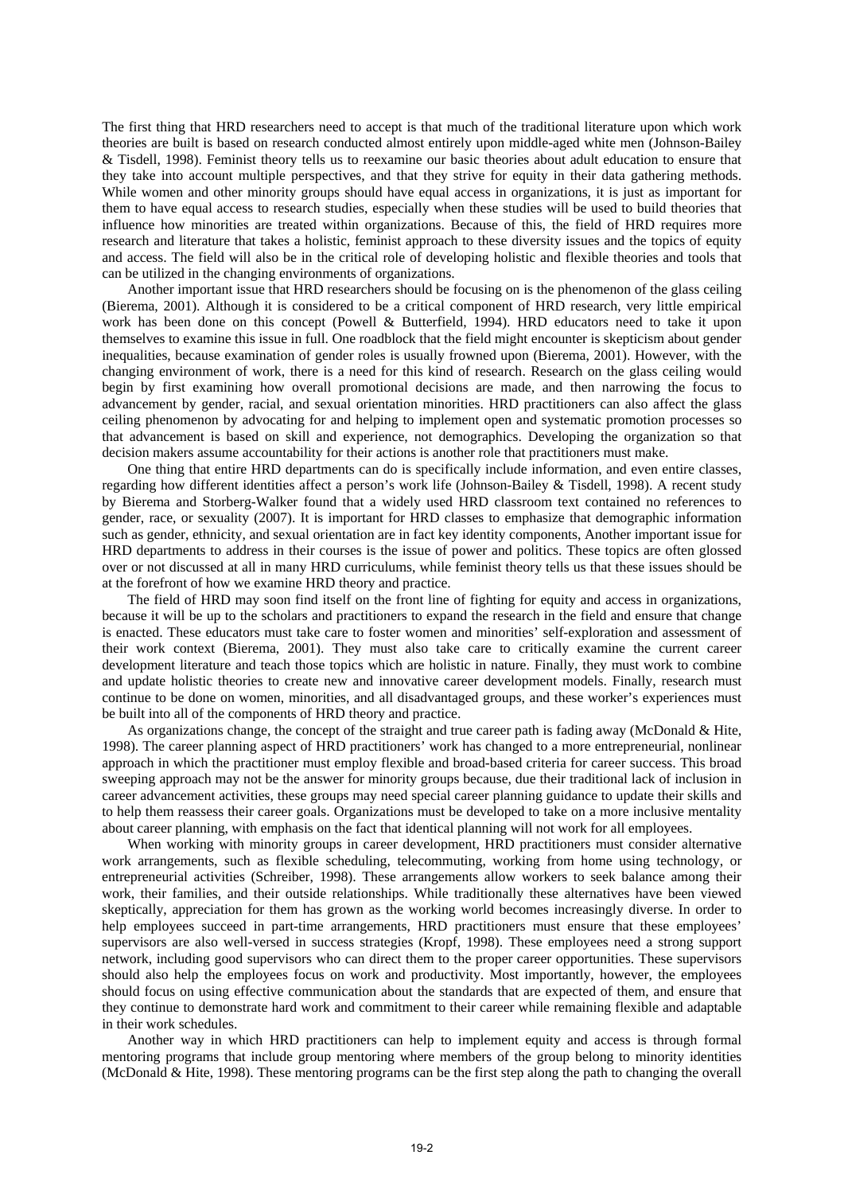The first thing that HRD researchers need to accept is that much of the traditional literature upon which work theories are built is based on research conducted almost entirely upon middle-aged white men (Johnson-Bailey & Tisdell, 1998). Feminist theory tells us to reexamine our basic theories about adult education to ensure that they take into account multiple perspectives, and that they strive for equity in their data gathering methods. While women and other minority groups should have equal access in organizations, it is just as important for them to have equal access to research studies, especially when these studies will be used to build theories that influence how minorities are treated within organizations. Because of this, the field of HRD requires more research and literature that takes a holistic, feminist approach to these diversity issues and the topics of equity and access. The field will also be in the critical role of developing holistic and flexible theories and tools that can be utilized in the changing environments of organizations.

Another important issue that HRD researchers should be focusing on is the phenomenon of the glass ceiling (Bierema, 2001). Although it is considered to be a critical component of HRD research, very little empirical work has been done on this concept (Powell & Butterfield, 1994). HRD educators need to take it upon themselves to examine this issue in full. One roadblock that the field might encounter is skepticism about gender inequalities, because examination of gender roles is usually frowned upon (Bierema, 2001). However, with the changing environment of work, there is a need for this kind of research. Research on the glass ceiling would begin by first examining how overall promotional decisions are made, and then narrowing the focus to advancement by gender, racial, and sexual orientation minorities. HRD practitioners can also affect the glass ceiling phenomenon by advocating for and helping to implement open and systematic promotion processes so that advancement is based on skill and experience, not demographics. Developing the organization so that decision makers assume accountability for their actions is another role that practitioners must make.

One thing that entire HRD departments can do is specifically include information, and even entire classes, regarding how different identities affect a person's work life (Johnson-Bailey & Tisdell, 1998). A recent study by Bierema and Storberg-Walker found that a widely used HRD classroom text contained no references to gender, race, or sexuality (2007). It is important for HRD classes to emphasize that demographic information such as gender, ethnicity, and sexual orientation are in fact key identity components, Another important issue for HRD departments to address in their courses is the issue of power and politics. These topics are often glossed over or not discussed at all in many HRD curriculums, while feminist theory tells us that these issues should be at the forefront of how we examine HRD theory and practice.

The field of HRD may soon find itself on the front line of fighting for equity and access in organizations, because it will be up to the scholars and practitioners to expand the research in the field and ensure that change is enacted. These educators must take care to foster women and minorities' self-exploration and assessment of their work context (Bierema, 2001). They must also take care to critically examine the current career development literature and teach those topics which are holistic in nature. Finally, they must work to combine and update holistic theories to create new and innovative career development models. Finally, research must continue to be done on women, minorities, and all disadvantaged groups, and these worker's experiences must be built into all of the components of HRD theory and practice.

As organizations change, the concept of the straight and true career path is fading away (McDonald & Hite, 1998). The career planning aspect of HRD practitioners' work has changed to a more entrepreneurial, nonlinear approach in which the practitioner must employ flexible and broad-based criteria for career success. This broad sweeping approach may not be the answer for minority groups because, due their traditional lack of inclusion in career advancement activities, these groups may need special career planning guidance to update their skills and to help them reassess their career goals. Organizations must be developed to take on a more inclusive mentality about career planning, with emphasis on the fact that identical planning will not work for all employees.

When working with minority groups in career development, HRD practitioners must consider alternative work arrangements, such as flexible scheduling, telecommuting, working from home using technology, or entrepreneurial activities (Schreiber, 1998). These arrangements allow workers to seek balance among their work, their families, and their outside relationships. While traditionally these alternatives have been viewed skeptically, appreciation for them has grown as the working world becomes increasingly diverse. In order to help employees succeed in part-time arrangements, HRD practitioners must ensure that these employees' supervisors are also well-versed in success strategies (Kropf, 1998). These employees need a strong support network, including good supervisors who can direct them to the proper career opportunities. These supervisors should also help the employees focus on work and productivity. Most importantly, however, the employees should focus on using effective communication about the standards that are expected of them, and ensure that they continue to demonstrate hard work and commitment to their career while remaining flexible and adaptable in their work schedules.

Another way in which HRD practitioners can help to implement equity and access is through formal mentoring programs that include group mentoring where members of the group belong to minority identities (McDonald & Hite, 1998). These mentoring programs can be the first step along the path to changing the overall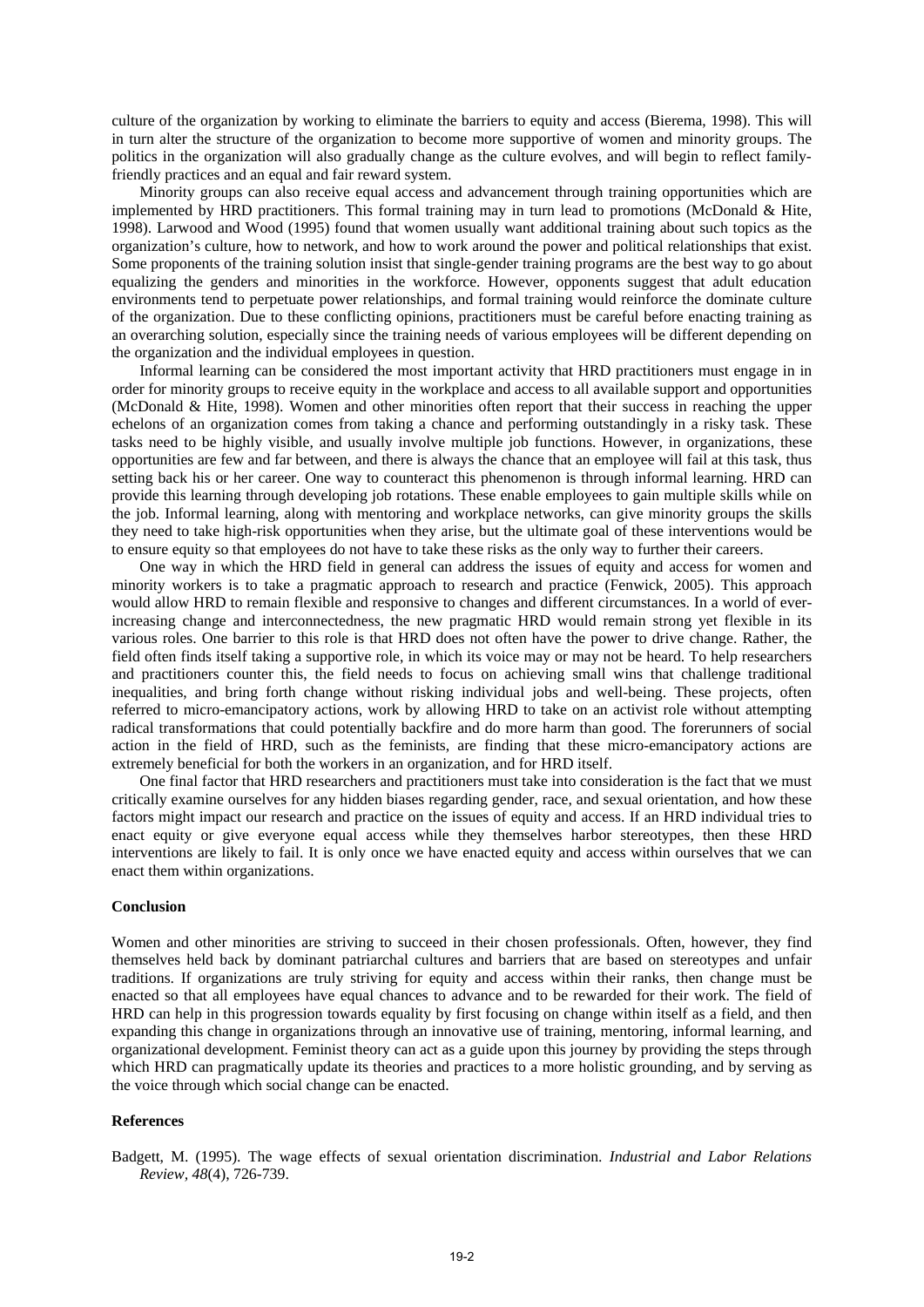culture of the organization by working to eliminate the barriers to equity and access (Bierema, 1998). This will in turn alter the structure of the organization to become more supportive of women and minority groups. The politics in the organization will also gradually change as the culture evolves, and will begin to reflect family-friendly practices and an equal and fair reward system.

Minority groups can also receive equal access and advancement through training opportunities which are implemented by HRD practitioners. This formal training may in turn lead to promotions (McDonald & Hite, 1998). Larwood and Wood (1995) found that women usually want additional training about such topics as the organization's culture, how to network, and how to work around the power and political relationships that exist. Some proponents of the training solution insist that single-gender training programs are the best way to go about equalizing the genders and minorities in the workforce. However, opponents suggest that adult education environments tend to perpetuate power relationships, and formal training would reinforce the dominate culture of the organization. Due to these conflicting opinions, practitioners must be careful before enacting training as an overarching solution, especially since the training needs of various employees will be different depending on the organization and the individual employees in question.

Informal learning can be considered the most important activity that HRD practitioners must engage in in order for minority groups to receive equity in the workplace and access to all available support and opportunities (McDonald & Hite, 1998). Women and other minorities often report that their success in reaching the upper echelons of an organization comes from taking a chance and performing outstandingly in a risky task. These tasks need to be highly visible, and usually involve multiple job functions. However, in organizations, these opportunities are few and far between, and there is always the chance that an employee will fail at this task, thus setting back his or her career. One way to counteract this phenomenon is through informal learning. HRD can provide this learning through developing job rotations. These enable employees to gain multiple skills while on the job. Informal learning, along with mentoring and workplace networks, can give minority groups the skills they need to take high-risk opportunities when they arise, but the ultimate goal of these interventions would be to ensure equity so that employees do not have to take these risks as the only way to further their careers.

One way in which the HRD field in general can address the issues of equity and access for women and minority workers is to take a pragmatic approach to research and practice (Fenwick, 2005). This approach would allow HRD to remain flexible and responsive to changes and different circumstances. In a world of ever-increasing change and interconnectedness, the new pragmatic HRD would remain strong yet flexible in its various roles. One barrier to this role is that HRD does not often have the power to drive change. Rather, the field often finds itself taking a supportive role, in which its voice may or may not be heard. To help researchers and practitioners counter this, the field needs to focus on achieving small wins that challenge traditional inequalities, and bring forth change without risking individual jobs and well-being. These projects, often referred to micro-emancipatory actions, work by allowing HRD to take on an activist role without attempting radical transformations that could potentially backfire and do more harm than good. The forerunners of social action in the field of HRD, such as the feminists, are finding that these micro-emancipatory actions are extremely beneficial for both the workers in an organization, and for HRD itself.

One final factor that HRD researchers and practitioners must take into consideration is the fact that we must critically examine ourselves for any hidden biases regarding gender, race, and sexual orientation, and how these factors might impact our research and practice on the issues of equity and access. If an HRD individual tries to enact equity or give everyone equal access while they themselves harbor stereotypes, then these HRD interventions are likely to fail. It is only once we have enacted equity and access within ourselves that we can enact them within organizations.

**Conclusion**

Women and other minorities are striving to succeed in their chosen professionals. Often, however, they find themselves held back by dominant patriarchal cultures and barriers that are based on stereotypes and unfair traditions. If organizations are truly striving for equity and access within their ranks, then change must be enacted so that all employees have equal chances to advance and to be rewarded for their work. The field of HRD can help in this progression towards equality by first focusing on change within itself as a field, and then expanding this change in organizations through an innovative use of training, mentoring, informal learning, and organizational development. Feminist theory can act as a guide upon this journey by providing the steps through which HRD can pragmatically update its theories and practices to a more holistic grounding, and by serving as the voice through which social change can be enacted.

**References**

Badgett, M. (1995). The wage effects of sexual orientation discrimination. *Industrial and Labor Relations Review, 48*(4), 726-739.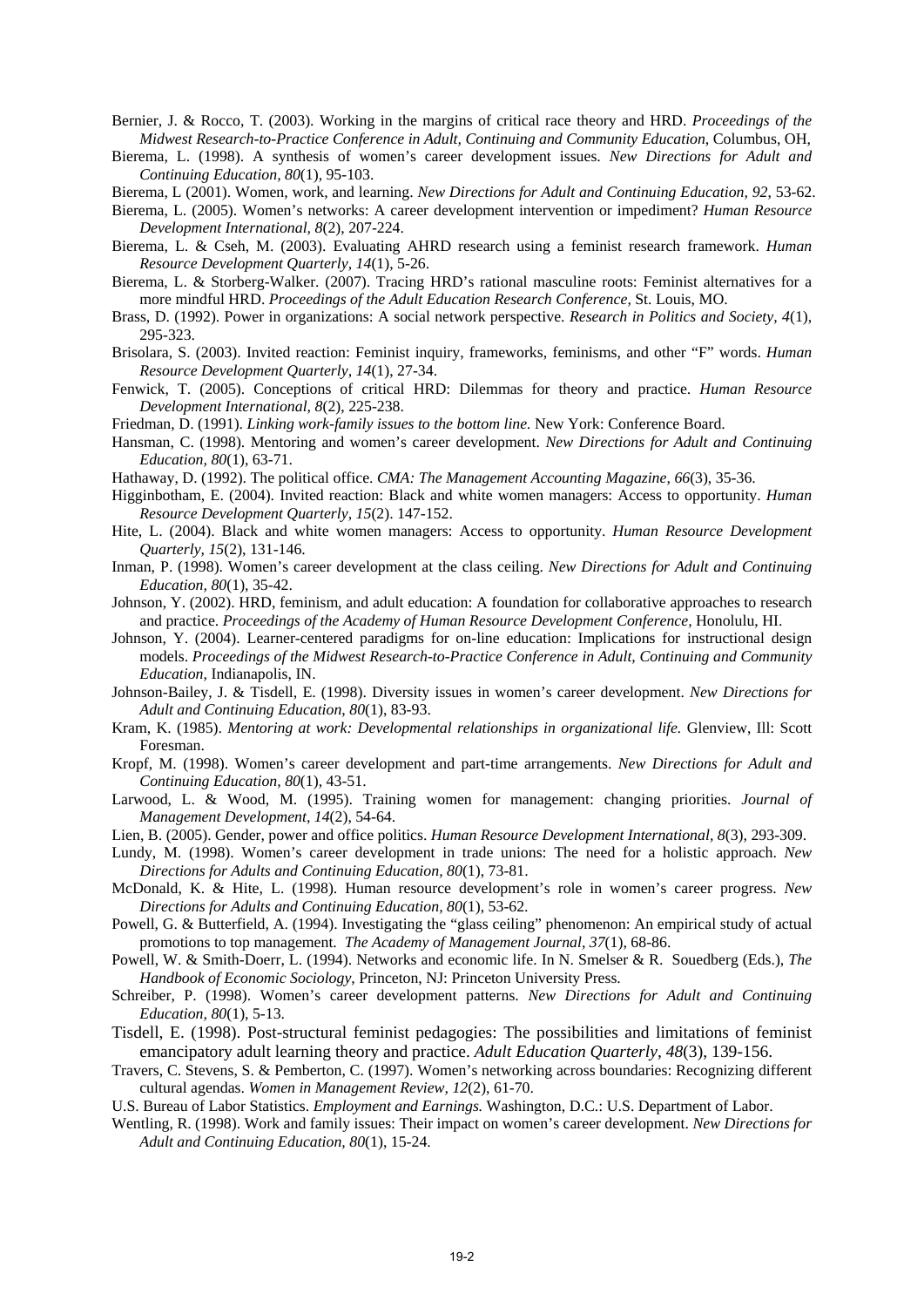Bernier, J. & Rocco, T. (2003). Working in the margins of critical race theory and HRD. *Proceedings of the Midwest Research-to-Practice Conference in Adult, Continuing and Community Education*, Columbus, OH,

Bierema, L. (1998). A synthesis of women's career development issues. *New Directions for Adult and Continuing Education, 80*(1), 95-103.

Bierema, L (2001). Women, work, and learning. *New Directions for Adult and Continuing Education, 92*, 53-62.

Bierema, L. (2005). Women's networks: A career development intervention or impediment? *Human Resource Development International, 8*(2), 207-224.

Bierema, L. & Cseh, M. (2003). Evaluating AHRD research using a feminist research framework. *Human Resource Development Quarterly, 14*(1), 5-26.

Bierema, L. & Storberg-Walker. (2007). Tracing HRD's rational masculine roots: Feminist alternatives for a more mindful HRD. *Proceedings of the Adult Education Research Conference,* St. Louis, MO.

Brass, D. (1992). Power in organizations: A social network perspective. *Research in Politics and Society, 4*(1), 295-323.

Brisolara, S. (2003). Invited reaction: Feminist inquiry, frameworks, feminisms, and other "F" words. *Human Resource Development Quarterly, 14*(1), 27-34.

Fenwick, T. (2005). Conceptions of critical HRD: Dilemmas for theory and practice. *Human Resource Development International, 8*(2), 225-238.

Friedman, D. (1991). *Linking work-family issues to the bottom line.* New York: Conference Board.

Hansman, C. (1998). Mentoring and women's career development. *New Directions for Adult and Continuing Education, 80*(1), 63-71.

Hathaway, D. (1992). The political office. *CMA: The Management Accounting Magazine, 66*(3), 35-36.

Higginbotham, E. (2004). Invited reaction: Black and white women managers: Access to opportunity. *Human Resource Development Quarterly, 15*(2). 147-152.

Hite, L. (2004). Black and white women managers: Access to opportunity. *Human Resource Development Quarterly, 15*(2), 131-146.

Inman, P. (1998). Women's career development at the class ceiling. *New Directions for Adult and Continuing Education, 80*(1), 35-42.

Johnson, Y. (2002). HRD, feminism, and adult education: A foundation for collaborative approaches to research and practice. *Proceedings of the Academy of Human Resource Development Conference,* Honolulu, HI.

Johnson, Y. (2004). Learner-centered paradigms for on-line education: Implications for instructional design models. *Proceedings of the Midwest Research-to-Practice Conference in Adult, Continuing and Community Education*, Indianapolis, IN.

Johnson-Bailey, J. & Tisdell, E. (1998). Diversity issues in women's career development. *New Directions for Adult and Continuing Education, 80*(1), 83-93.

Kram, K. (1985). *Mentoring at work: Developmental relationships in organizational life.* Glenview, Ill: Scott Foresman.

Kropf, M. (1998). Women's career development and part-time arrangements. *New Directions for Adult and Continuing Education, 80*(1), 43-51.

Larwood, L. & Wood, M. (1995). Training women for management: changing priorities. *Journal of Management Development, 14*(2), 54-64.

Lien, B. (2005). Gender, power and office politics. *Human Resource Development International, 8*(3), 293-309.

Lundy, M. (1998). Women's career development in trade unions: The need for a holistic approach. *New Directions for Adults and Continuing Education, 80*(1), 73-81.

McDonald, K. & Hite, L. (1998). Human resource development's role in women's career progress. *New Directions for Adults and Continuing Education, 80*(1), 53-62.

Powell, G. & Butterfield, A. (1994). Investigating the "glass ceiling" phenomenon: An empirical study of actual promotions to top management. *The Academy of Management Journal, 37*(1), 68-86.

Powell, W. & Smith-Doerr, L. (1994). Networks and economic life. In N. Smelser & R. Souedberg (Eds.), *The Handbook of Economic Sociology*, Princeton, NJ: Princeton University Press.

Schreiber, P. (1998). Women's career development patterns. *New Directions for Adult and Continuing Education, 80*(1), 5-13.

Tisdell, E. (1998). Post-structural feminist pedagogies: The possibilities and limitations of feminist emancipatory adult learning theory and practice. *Adult Education Quarterly, 48*(3), 139-156.

Travers, C. Stevens, S. & Pemberton, C. (1997). Women's networking across boundaries: Recognizing different cultural agendas. *Women in Management Review, 12*(2), 61-70.

U.S. Bureau of Labor Statistics. *Employment and Earnings.* Washington, D.C.: U.S. Department of Labor.

Wentling, R. (1998). Work and family issues: Their impact on women's career development. *New Directions for Adult and Continuing Education, 80*(1), 15-24.